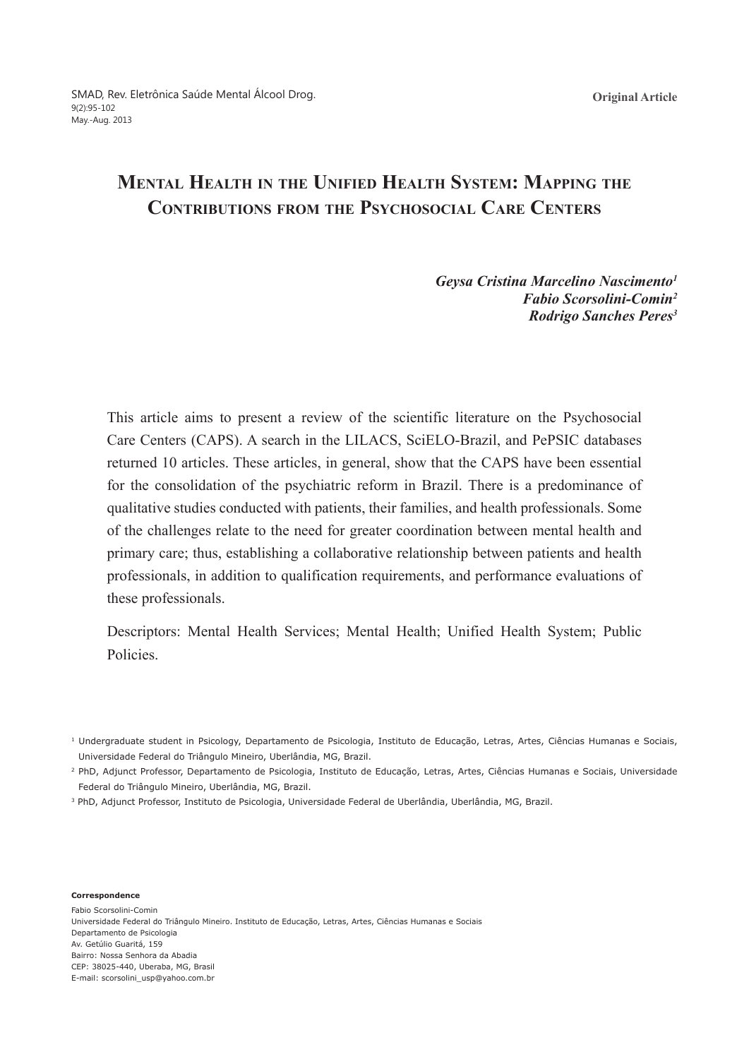Original Article

# Mental Health in the Unified Health System: Mapping the Contributions from the Psychosocial Care Centers

**_Geysa Cristina Marcelino Nascimento_[1]**
**_Fabio Scorsolini-Comin_[2]**
**_Rodrigo Sanches Peres_[3]**

This article aims to present a review of the scientific literature on the Psychosocial Care Centers (CAPS). A search in the LILACS, SciELO-Brazil, and PePSIC databases returned 10 articles. These articles, in general, show that the CAPS have been essential for the consolidation of the psychiatric reform in Brazil. There is a predominance of qualitative studies conducted with patients, their families, and health professionals. Some of the challenges relate to the need for greater coordination between mental health and primary care; thus, establishing a collaborative relationship between patients and health professionals, in addition to qualification requirements, and performance evaluations of these professionals.

Descriptors: Mental Health Services; Mental Health; Unified Health System; Public Policies.

[1] Undergraduate student in Psicology, Departamento de Psicologia, Instituto de Educação, Letras, Artes, Ciências Humanas e Sociais, Universidade Federal do Triângulo Mineiro, Uberlândia, MG, Brazil.

[2] PhD, Adjunct Professor, Departamento de Psicologia, Instituto de Educação, Letras, Artes, Ciências Humanas e Sociais, Universidade Federal do Triângulo Mineiro, Uberlândia, MG, Brazil.

[3] PhD, Adjunct Professor, Instituto de Psicologia, Universidade Federal de Uberlândia, Uberlândia, MG, Brazil.

**Correspondence**

Fabio Scorsolini-Comin
Universidade Federal do Triângulo Mineiro. Instituto de Educação, Letras, Artes, Ciências Humanas e Sociais
Departamento de Psicologia
Av. Getúlio Guaritá, 159
Bairro: Nossa Senhora da Abadia
CEP: 38025-440, Uberaba, MG, Brasil
E-mail: scorsolini_usp@yahoo.com.br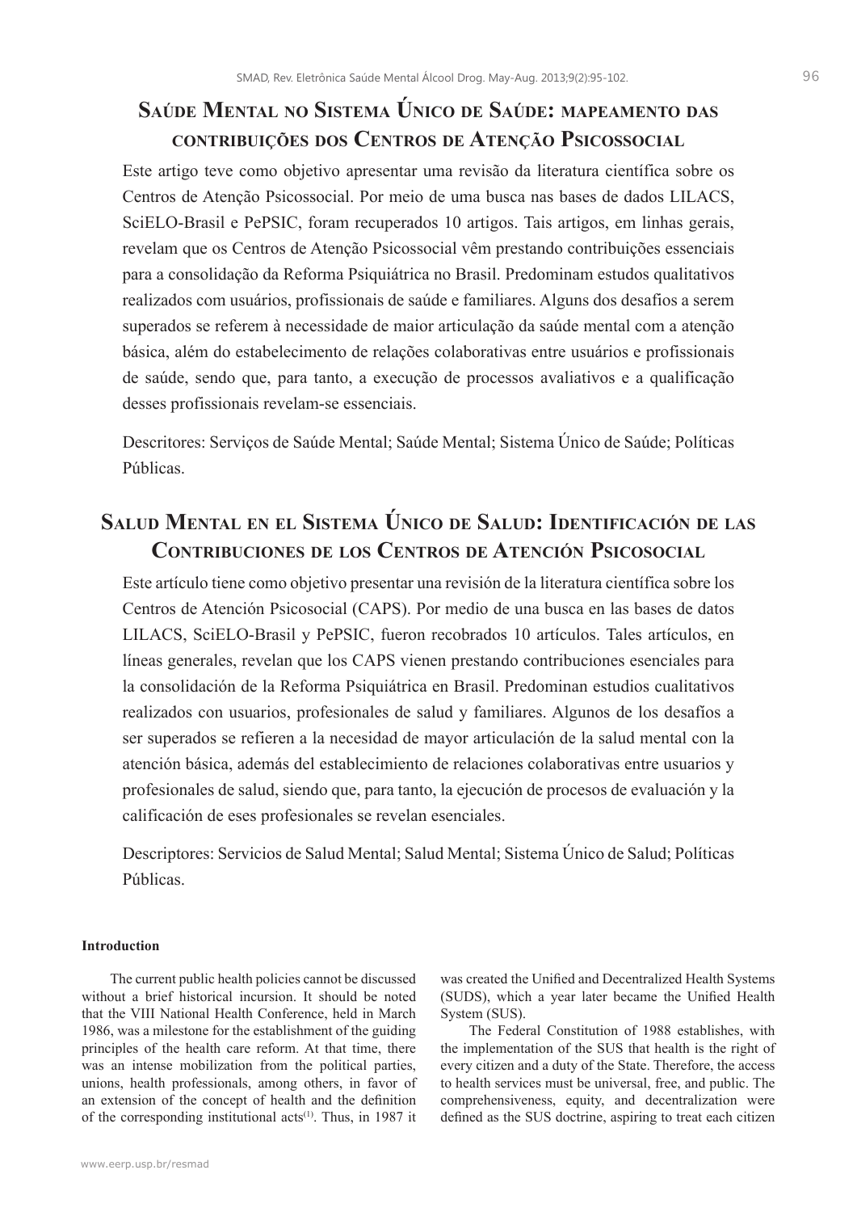## Saúde Mental no Sistema Único de Saúde: mapeamento das contribuições dos Centros de Atenção Psicossocial

Este artigo teve como objetivo apresentar uma revisão da literatura científica sobre os Centros de Atenção Psicossocial. Por meio de uma busca nas bases de dados LILACS, SciELO-Brasil e PePSIC, foram recuperados 10 artigos. Tais artigos, em linhas gerais, revelam que os Centros de Atenção Psicossocial vêm prestando contribuições essenciais para a consolidação da Reforma Psiquiátrica no Brasil. Predominam estudos qualitativos realizados com usuários, profissionais de saúde e familiares. Alguns dos desafios a serem superados se referem à necessidade de maior articulação da saúde mental com a atenção básica, além do estabelecimento de relações colaborativas entre usuários e profissionais de saúde, sendo que, para tanto, a execução de processos avaliativos e a qualificação desses profissionais revelam-se essenciais.

Descritores: Serviços de Saúde Mental; Saúde Mental; Sistema Único de Saúde; Políticas Públicas.

## Salud Mental en el Sistema Único de Salud: Identificación de las Contribuciones de los Centros de Atención Psicosocial

Este artículo tiene como objetivo presentar una revisión de la literatura científica sobre los Centros de Atención Psicosocial (CAPS). Por medio de una busca en las bases de datos LILACS, SciELO-Brasil y PePSIC, fueron recobrados 10 artículos. Tales artículos, en líneas generales, revelan que los CAPS vienen prestando contribuciones esenciales para la consolidación de la Reforma Psiquiátrica en Brasil. Predominan estudios cualitativos realizados con usuarios, profesionales de salud y familiares. Algunos de los desafíos a ser superados se refieren a la necesidad de mayor articulación de la salud mental con la atención básica, además del establecimiento de relaciones colaborativas entre usuarios y profesionales de salud, siendo que, para tanto, la ejecución de procesos de evaluación y la calificación de eses profesionales se revelan esenciales.

Descriptores: Servicios de Salud Mental; Salud Mental; Sistema Único de Salud; Políticas Públicas.

### Introduction

The current public health policies cannot be discussed without a brief historical incursion. It should be noted that the VIII National Health Conference, held in March 1986, was a milestone for the establishment of the guiding principles of the health care reform. At that time, there was an intense mobilization from the political parties, unions, health professionals, among others, in favor of an extension of the concept of health and the definition of the corresponding institutional acts[1]. Thus, in 1987 it was created the Unified and Decentralized Health Systems (SUDS), which a year later became the Unified Health System (SUS).

The Federal Constitution of 1988 establishes, with the implementation of the SUS that health is the right of every citizen and a duty of the State. Therefore, the access to health services must be universal, free, and public. The comprehensiveness, equity, and decentralization were defined as the SUS doctrine, aspiring to treat each citizen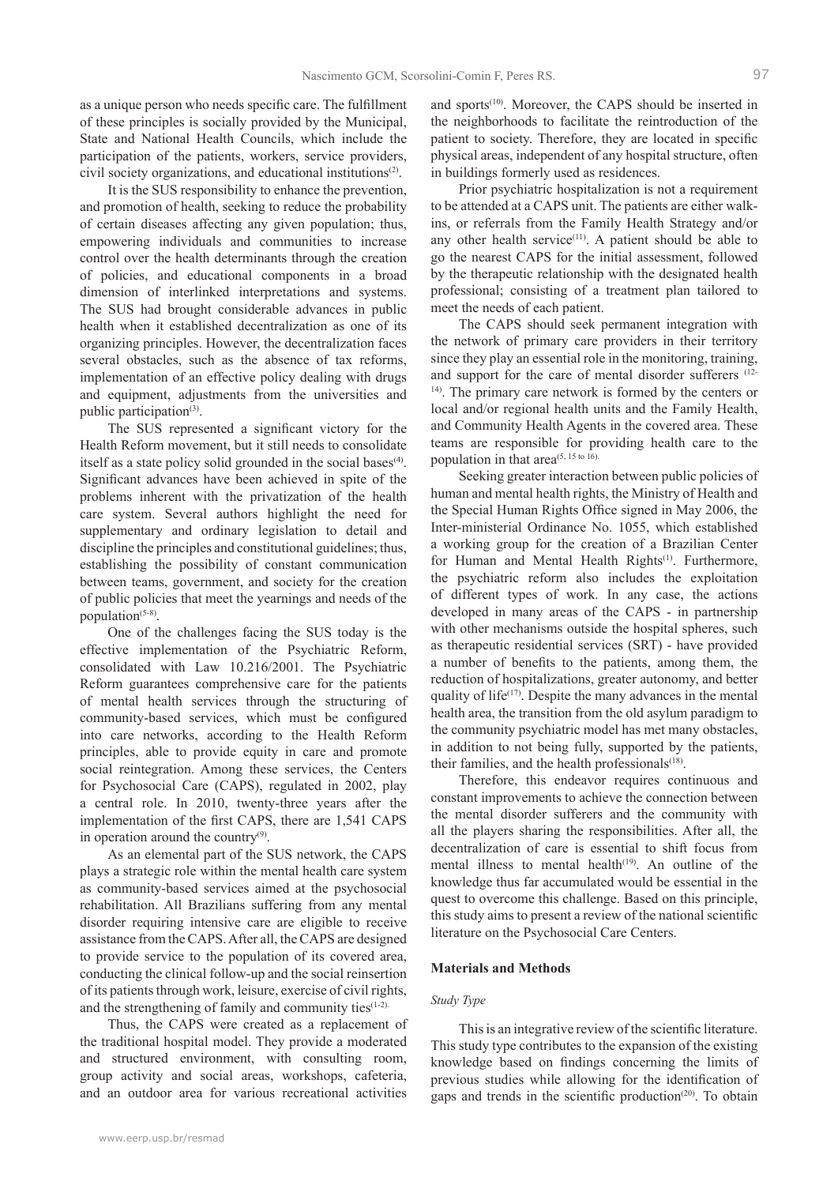as a unique person who needs specific care. The fulfillment of these principles is socially provided by the Municipal, State and National Health Councils, which include the participation of the patients, workers, service providers, civil society organizations, and educational institutions[2].

It is the SUS responsibility to enhance the prevention, and promotion of health, seeking to reduce the probability of certain diseases affecting any given population; thus, empowering individuals and communities to increase control over the health determinants through the creation of policies, and educational components in a broad dimension of interlinked interpretations and systems. The SUS had brought considerable advances in public health when it established decentralization as one of its organizing principles. However, the decentralization faces several obstacles, such as the absence of tax reforms, implementation of an effective policy dealing with drugs and equipment, adjustments from the universities and public participation[3].

The SUS represented a significant victory for the Health Reform movement, but it still needs to consolidate itself as a state policy solid grounded in the social bases[4]. Significant advances have been achieved in spite of the problems inherent with the privatization of the health care system. Several authors highlight the need for supplementary and ordinary legislation to detail and discipline the principles and constitutional guidelines; thus, establishing the possibility of constant communication between teams, government, and society for the creation of public policies that meet the yearnings and needs of the population[5-8].

One of the challenges facing the SUS today is the effective implementation of the Psychiatric Reform, consolidated with Law 10.216/2001. The Psychiatric Reform guarantees comprehensive care for the patients of mental health services through the structuring of community-based services, which must be configured into care networks, according to the Health Reform principles, able to provide equity in care and promote social reintegration. Among these services, the Centers for Psychosocial Care (CAPS), regulated in 2002, play a central role. In 2010, twenty-three years after the implementation of the first CAPS, there are 1,541 CAPS in operation around the country[9].

As an elemental part of the SUS network, the CAPS plays a strategic role within the mental health care system as community-based services aimed at the psychosocial rehabilitation. All Brazilians suffering from any mental disorder requiring intensive care are eligible to receive assistance from the CAPS. After all, the CAPS are designed to provide service to the population of its covered area, conducting the clinical follow-up and the social reinsertion of its patients through work, leisure, exercise of civil rights, and the strengthening of family and community ties[1-2].

Thus, the CAPS were created as a replacement of the traditional hospital model. They provide a moderated and structured environment, with consulting room, group activity and social areas, workshops, cafeteria, and an outdoor area for various recreational activities and sports[10]. Moreover, the CAPS should be inserted in the neighborhoods to facilitate the reintroduction of the patient to society. Therefore, they are located in specific physical areas, independent of any hospital structure, often in buildings formerly used as residences.

Prior psychiatric hospitalization is not a requirement to be attended at a CAPS unit. The patients are either walk-ins, or referrals from the Family Health Strategy and/or any other health service[11]. A patient should be able to go the nearest CAPS for the initial assessment, followed by the therapeutic relationship with the designated health professional; consisting of a treatment plan tailored to meet the needs of each patient.

The CAPS should seek permanent integration with the network of primary care providers in their territory since they play an essential role in the monitoring, training, and support for the care of mental disorder sufferers [12-14]. The primary care network is formed by the centers or local and/or regional health units and the Family Health, and Community Health Agents in the covered area. These teams are responsible for providing health care to the population in that area[5, 15 to 16].

Seeking greater interaction between public policies of human and mental health rights, the Ministry of Health and the Special Human Rights Office signed in May 2006, the Inter-ministerial Ordinance No. 1055, which established a working group for the creation of a Brazilian Center for Human and Mental Health Rights[1]. Furthermore, the psychiatric reform also includes the exploitation of different types of work. In any case, the actions developed in many areas of the CAPS - in partnership with other mechanisms outside the hospital spheres, such as therapeutic residential services (SRT) - have provided a number of benefits to the patients, among them, the reduction of hospitalizations, greater autonomy, and better quality of life[17]. Despite the many advances in the mental health area, the transition from the old asylum paradigm to the community psychiatric model has met many obstacles, in addition to not being fully, supported by the patients, their families, and the health professionals[18].

Therefore, this endeavor requires continuous and constant improvements to achieve the connection between the mental disorder sufferers and the community with all the players sharing the responsibilities. After all, the decentralization of care is essential to shift focus from mental illness to mental health[19]. An outline of the knowledge thus far accumulated would be essential in the quest to overcome this challenge. Based on this principle, this study aims to present a review of the national scientific literature on the Psychosocial Care Centers.

## Materials and Methods

### *Study Type*

This is an integrative review of the scientific literature. This study type contributes to the expansion of the existing knowledge based on findings concerning the limits of previous studies while allowing for the identification of gaps and trends in the scientific production[20]. To obtain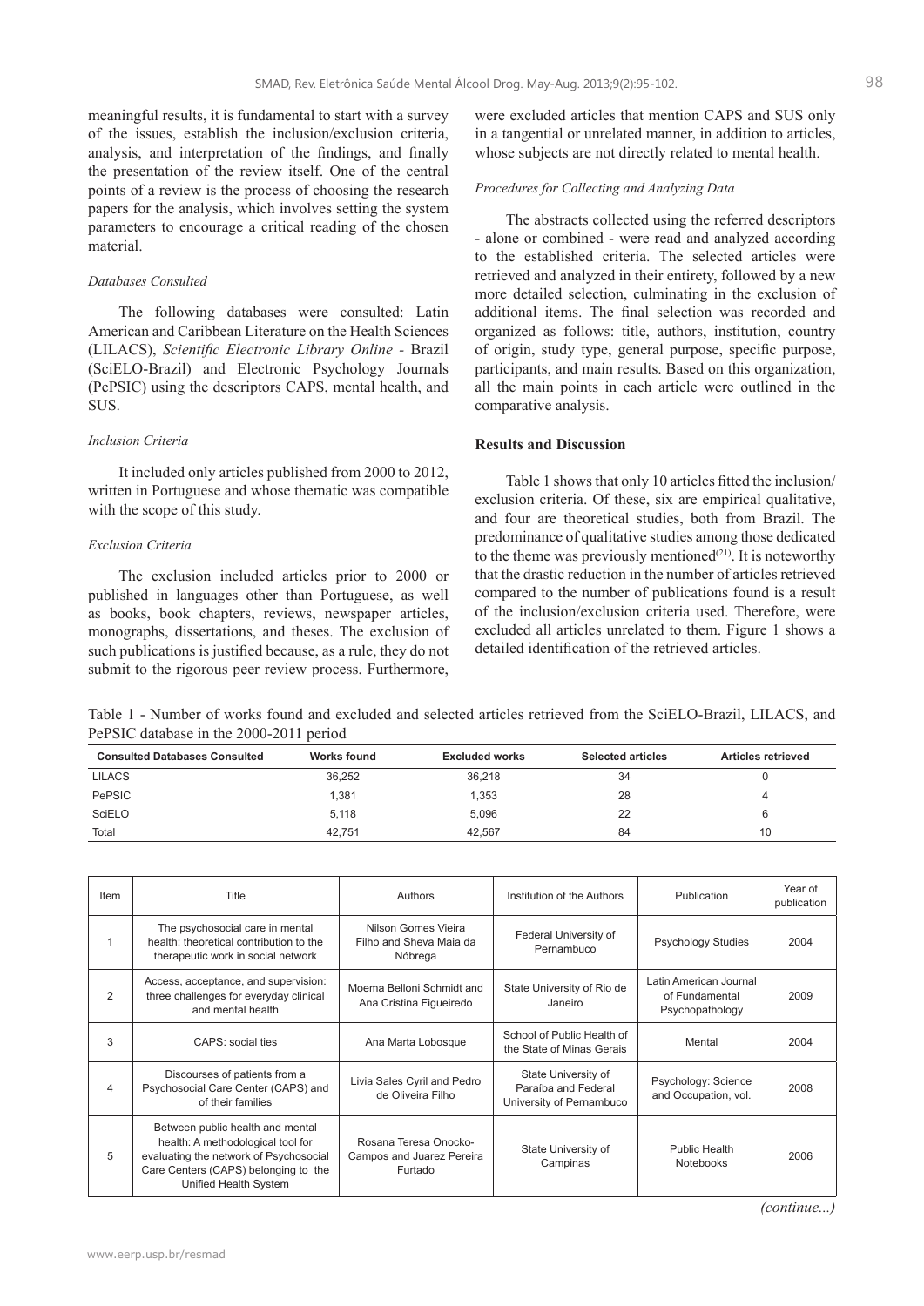meaningful results, it is fundamental to start with a survey of the issues, establish the inclusion/exclusion criteria, analysis, and interpretation of the findings, and finally the presentation of the review itself. One of the central points of a review is the process of choosing the research papers for the analysis, which involves setting the system parameters to encourage a critical reading of the chosen material.

*Databases Consulted*

The following databases were consulted: Latin American and Caribbean Literature on the Health Sciences (LILACS), *Scientific Electronic Library Online* - Brazil (SciELO-Brazil) and Electronic Psychology Journals (PePSIC) using the descriptors CAPS, mental health, and SUS.

*Inclusion Criteria*

It included only articles published from 2000 to 2012, written in Portuguese and whose thematic was compatible with the scope of this study.

*Exclusion Criteria*

The exclusion included articles prior to 2000 or published in languages other than Portuguese, as well as books, book chapters, reviews, newspaper articles, monographs, dissertations, and theses. The exclusion of such publications is justified because, as a rule, they do not submit to the rigorous peer review process. Furthermore, were excluded articles that mention CAPS and SUS only in a tangential or unrelated manner, in addition to articles, whose subjects are not directly related to mental health.

*Procedures for Collecting and Analyzing Data*

The abstracts collected using the referred descriptors - alone or combined - were read and analyzed according to the established criteria. The selected articles were retrieved and analyzed in their entirety, followed by a new more detailed selection, culminating in the exclusion of additional items. The final selection was recorded and organized as follows: title, authors, institution, country of origin, study type, general purpose, specific purpose, participants, and main results. Based on this organization, all the main points in each article were outlined in the comparative analysis.

**Results and Discussion**

Table 1 shows that only 10 articles fitted the inclusion/exclusion criteria. Of these, six are empirical qualitative, and four are theoretical studies, both from Brazil. The predominance of qualitative studies among those dedicated to the theme was previously mentioned[21]. It is noteworthy that the drastic reduction in the number of articles retrieved compared to the number of publications found is a result of the inclusion/exclusion criteria used. Therefore, were excluded all articles unrelated to them. Figure 1 shows a detailed identification of the retrieved articles.

Table 1 - Number of works found and excluded and selected articles retrieved from the SciELO-Brazil, LILACS, and PePSIC database in the 2000-2011 period

| Consulted Databases Consulted | Works found | Excluded works | Selected articles | Articles retrieved |
|---|---|---|---|---|
| LILACS | 36,252 | 36,218 | 34 | 0 |
| PePSIC | 1,381 | 1,353 | 28 | 4 |
| SciELO | 5,118 | 5,096 | 22 | 6 |
| Total | 42,751 | 42,567 | 84 | 10 |

| Item | Title | Authors | Institution of the Authors | Publication | Year of publication |
|---|---|---|---|---|---|
| 1 | The psychosocial care in mental health: theoretical contribution to the therapeutic work in social network | Nilson Gomes Vieira Filho and Sheva Maia da Nóbrega | Federal University of Pernambuco | Psychology Studies | 2004 |
| 2 | Access, acceptance, and supervision: three challenges for everyday clinical and mental health | Moema Belloni Schmidt and Ana Cristina Figueiredo | State University of Rio de Janeiro | Latin American Journal of Fundamental Psychopathology | 2009 |
| 3 | CAPS: social ties | Ana Marta Lobosque | School of Public Health of the State of Minas Gerais | Mental | 2004 |
| 4 | Discourses of patients from a Psychosocial Care Center (CAPS) and of their families | Livia Sales Cyril and Pedro de Oliveira Filho | State University of Paraíba and Federal University of Pernambuco | Psychology: Science and Occupation, vol. | 2008 |
| 5 | Between public health and mental health: A methodological tool for evaluating the network of Psychosocial Care Centers (CAPS) belonging to the Unified Health System | Rosana Teresa Onocko-Campos and Juarez Pereira Furtado | State University of Campinas | Public Health Notebooks | 2006 |

*(continue...)*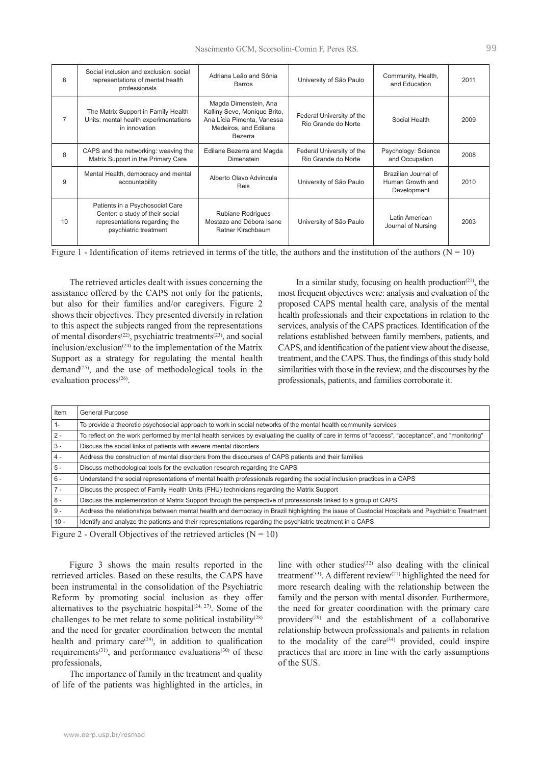| 6 | Social inclusion and exclusion: social representations of mental health professionals | Adriana Leão and Sônia Barros | University of São Paulo | Community, Health, and Education | 2011 |
|---|---|---|---|---|---|
| 7 | The Matrix Support in Family Health Units: mental health experimentations in innovation | Magda Dimenstein, Ana Kalliny Seve, Monique Brito, Ana Lícia Pimenta, Vanessa Medeiros, and Edilane Bezerra | Federal University of the Rio Grande do Norte | Social Health | 2009 |
| 8 | CAPS and the networking: weaving the Matrix Support in the Primary Care | Edilane Bezerra and Magda Dimenstein | Federal University of the Rio Grande do Norte | Psychology: Science and Occupation | 2008 |
| 9 | Mental Health, democracy and mental accountability | Alberto Olavo Advincula Reis | University of São Paulo | Brazilian Journal of Human Growth and Development | 2010 |
| 10 | Patients in a Psychosocial Care Center: a study of their social representations regarding the psychiatric treatment | Rubiane Rodrigues Mostazo and Débora Isane Ratner Kirschbaum | University of São Paulo | Latin American Journal of Nursing | 2003 |

Figure 1 - Identification of items retrieved in terms of the title, the authors and the institution of the authors (N = 10)

The retrieved articles dealt with issues concerning the assistance offered by the CAPS not only for the patients, but also for their families and/or caregivers. Figure 2 shows their objectives. They presented diversity in relation to this aspect the subjects ranged from the representations of mental disorders[22], psychiatric treatments[23], and social inclusion/exclusion[24] to the implementation of the Matrix Support as a strategy for regulating the mental health demand[25], and the use of methodological tools in the evaluation process[26].

In a similar study, focusing on health production[21], the most frequent objectives were: analysis and evaluation of the proposed CAPS mental health care, analysis of the mental health professionals and their expectations in relation to the services, analysis of the CAPS practices. Identification of the relations established between family members, patients, and CAPS, and identification of the patient view about the disease, treatment, and the CAPS. Thus, the findings of this study hold similarities with those in the review, and the discourses by the professionals, patients, and families corroborate it.

| Item | General Purpose |
|---|---|
| 1- | To provide a theoretic psychosocial approach to work in social networks of the mental health community services |
| 2 - | To reflect on the work performed by mental health services by evaluating the quality of care in terms of "access", "acceptance", and "monitoring" |
| 3 - | Discuss the social links of patients with severe mental disorders |
| 4 - | Address the construction of mental disorders from the discourses of CAPS patients and their families |
| 5 - | Discuss methodological tools for the evaluation research regarding the CAPS |
| 6 - | Understand the social representations of mental health professionals regarding the social inclusion practices in a CAPS |
| 7 - | Discuss the prospect of Family Health Units (FHU) technicians regarding the Matrix Support |
| 8 - | Discuss the implementation of Matrix Support through the perspective of professionals linked to a group of CAPS |
| 9 - | Address the relationships between mental health and democracy in Brazil highlighting the issue of Custodial Hospitals and Psychiatric Treatment |
| 10 - | Identify and analyze the patients and their representations regarding the psychiatric treatment in a CAPS |

Figure 2 - Overall Objectives of the retrieved articles (N = 10)

Figure 3 shows the main results reported in the retrieved articles. Based on these results, the CAPS have been instrumental in the consolidation of the Psychiatric Reform by promoting social inclusion as they offer alternatives to the psychiatric hospital[24, 27]. Some of the challenges to be met relate to some political instability[28] and the need for greater coordination between the mental health and primary care[29], in addition to qualification requirements[31], and performance evaluations[30] of these professionals,

The importance of family in the treatment and quality of life of the patients was highlighted in the articles, in line with other studies[32] also dealing with the clinical treatment[33]. A different review[21] highlighted the need for more research dealing with the relationship between the family and the person with mental disorder. Furthermore, the need for greater coordination with the primary care providers[29] and the establishment of a collaborative relationship between professionals and patients in relation to the modality of the care[34] provided, could inspire practices that are more in line with the early assumptions of the SUS.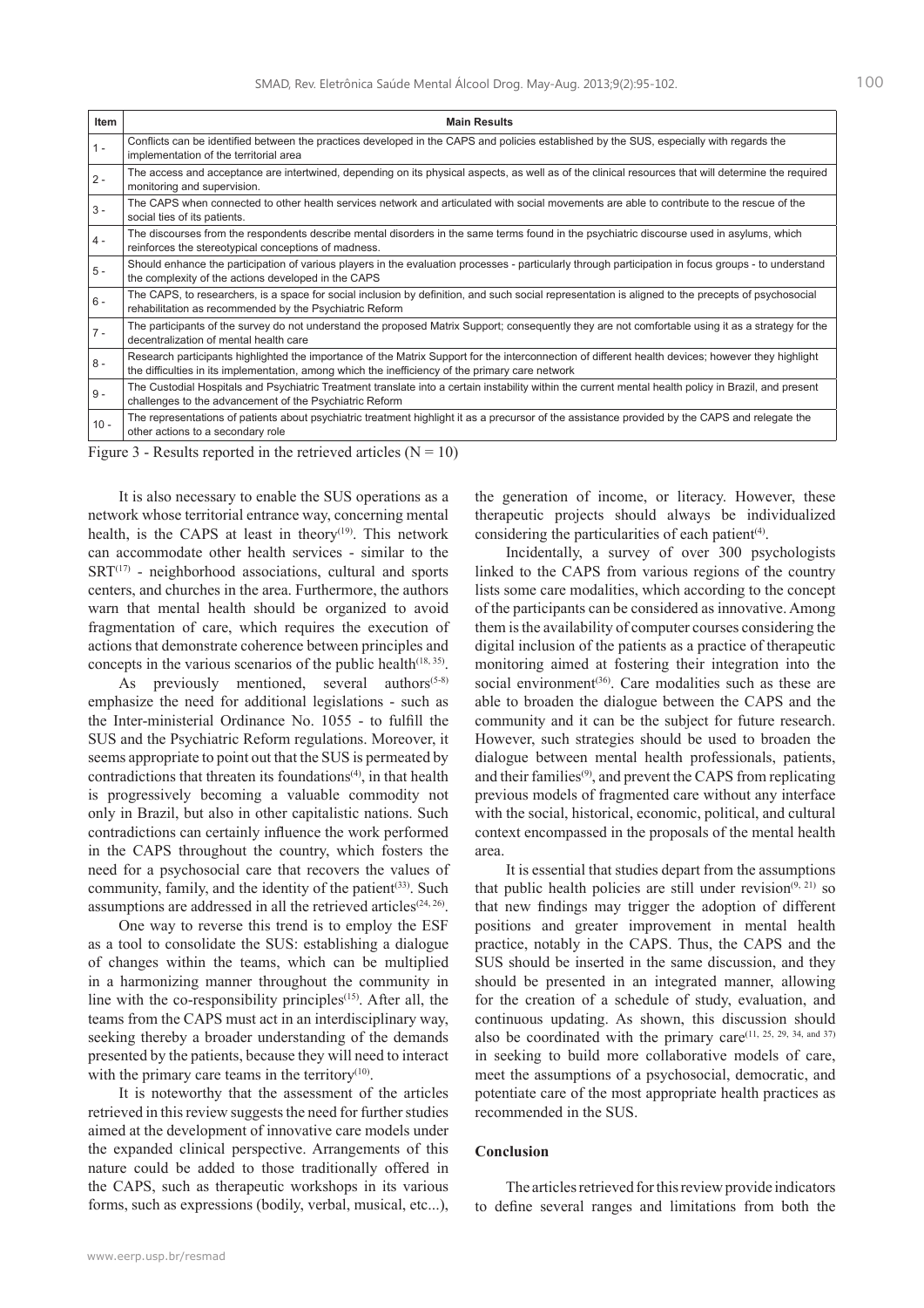| Item | Main Results |
|---|---|
| 1 - | Conflicts can be identified between the practices developed in the CAPS and policies established by the SUS, especially with regards the implementation of the territorial area |
| 2 - | The access and acceptance are intertwined, depending on its physical aspects, as well as of the clinical resources that will determine the required monitoring and supervision. |
| 3 - | The CAPS when connected to other health services network and articulated with social movements are able to contribute to the rescue of the social ties of its patients. |
| 4 - | The discourses from the respondents describe mental disorders in the same terms found in the psychiatric discourse used in asylums, which reinforces the stereotypical conceptions of madness. |
| 5 - | Should enhance the participation of various players in the evaluation processes - particularly through participation in focus groups - to understand the complexity of the actions developed in the CAPS |
| 6 - | The CAPS, to researchers, is a space for social inclusion by definition, and such social representation is aligned to the precepts of psychosocial rehabilitation as recommended by the Psychiatric Reform |
| 7 - | The participants of the survey do not understand the proposed Matrix Support; consequently they are not comfortable using it as a strategy for the decentralization of mental health care |
| 8 - | Research participants highlighted the importance of the Matrix Support for the interconnection of different health devices; however they highlight the difficulties in its implementation, among which the inefficiency of the primary care network |
| 9 - | The Custodial Hospitals and Psychiatric Treatment translate into a certain instability within the current mental health policy in Brazil, and present challenges to the advancement of the Psychiatric Reform |
| 10 - | The representations of patients about psychiatric treatment highlight it as a precursor of the assistance provided by the CAPS and relegate the other actions to a secondary role |

Figure 3 - Results reported in the retrieved articles (N = 10)

It is also necessary to enable the SUS operations as a network whose territorial entrance way, concerning mental health, is the CAPS at least in theory[19]. This network can accommodate other health services - similar to the SRT[17] - neighborhood associations, cultural and sports centers, and churches in the area. Furthermore, the authors warn that mental health should be organized to avoid fragmentation of care, which requires the execution of actions that demonstrate coherence between principles and concepts in the various scenarios of the public health[18, 35].

As previously mentioned, several authors[5-8] emphasize the need for additional legislations - such as the Inter-ministerial Ordinance No. 1055 - to fulfill the SUS and the Psychiatric Reform regulations. Moreover, it seems appropriate to point out that the SUS is permeated by contradictions that threaten its foundations[4], in that health is progressively becoming a valuable commodity not only in Brazil, but also in other capitalistic nations. Such contradictions can certainly influence the work performed in the CAPS throughout the country, which fosters the need for a psychosocial care that recovers the values of community, family, and the identity of the patient[33]. Such assumptions are addressed in all the retrieved articles[24, 26].

One way to reverse this trend is to employ the ESF as a tool to consolidate the SUS: establishing a dialogue of changes within the teams, which can be multiplied in a harmonizing manner throughout the community in line with the co-responsibility principles[15]. After all, the teams from the CAPS must act in an interdisciplinary way, seeking thereby a broader understanding of the demands presented by the patients, because they will need to interact with the primary care teams in the territory[10].

It is noteworthy that the assessment of the articles retrieved in this review suggests the need for further studies aimed at the development of innovative care models under the expanded clinical perspective. Arrangements of this nature could be added to those traditionally offered in the CAPS, such as therapeutic workshops in its various forms, such as expressions (bodily, verbal, musical, etc...), the generation of income, or literacy. However, these therapeutic projects should always be individualized considering the particularities of each patient[4].

Incidentally, a survey of over 300 psychologists linked to the CAPS from various regions of the country lists some care modalities, which according to the concept of the participants can be considered as innovative. Among them is the availability of computer courses considering the digital inclusion of the patients as a practice of therapeutic monitoring aimed at fostering their integration into the social environment[36]. Care modalities such as these are able to broaden the dialogue between the CAPS and the community and it can be the subject for future research. However, such strategies should be used to broaden the dialogue between mental health professionals, patients, and their families[9], and prevent the CAPS from replicating previous models of fragmented care without any interface with the social, historical, economic, political, and cultural context encompassed in the proposals of the mental health area.

It is essential that studies depart from the assumptions that public health policies are still under revision[9, 21] so that new findings may trigger the adoption of different positions and greater improvement in mental health practice, notably in the CAPS. Thus, the CAPS and the SUS should be inserted in the same discussion, and they should be presented in an integrated manner, allowing for the creation of a schedule of study, evaluation, and continuous updating. As shown, this discussion should also be coordinated with the primary care[11, 25, 29, 34, and 37] in seeking to build more collaborative models of care, meet the assumptions of a psychosocial, democratic, and potentiate care of the most appropriate health practices as recommended in the SUS.

## Conclusion

The articles retrieved for this review provide indicators to define several ranges and limitations from both the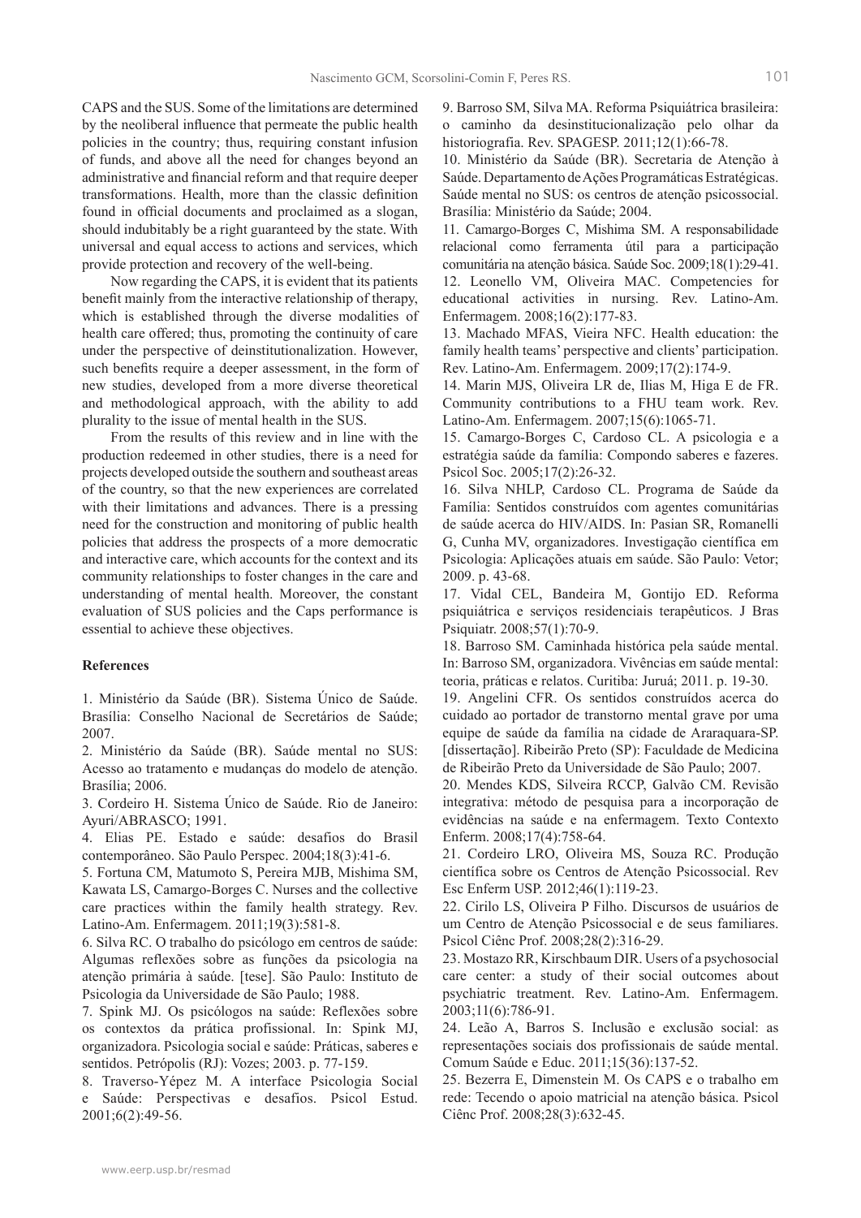CAPS and the SUS. Some of the limitations are determined by the neoliberal influence that permeate the public health policies in the country; thus, requiring constant infusion of funds, and above all the need for changes beyond an administrative and financial reform and that require deeper transformations. Health, more than the classic definition found in official documents and proclaimed as a slogan, should indubitably be a right guaranteed by the state. With universal and equal access to actions and services, which provide protection and recovery of the well-being.

Now regarding the CAPS, it is evident that its patients benefit mainly from the interactive relationship of therapy, which is established through the diverse modalities of health care offered; thus, promoting the continuity of care under the perspective of deinstitutionalization. However, such benefits require a deeper assessment, in the form of new studies, developed from a more diverse theoretical and methodological approach, with the ability to add plurality to the issue of mental health in the SUS.

From the results of this review and in line with the production redeemed in other studies, there is a need for projects developed outside the southern and southeast areas of the country, so that the new experiences are correlated with their limitations and advances. There is a pressing need for the construction and monitoring of public health policies that address the prospects of a more democratic and interactive care, which accounts for the context and its community relationships to foster changes in the care and understanding of mental health. Moreover, the constant evaluation of SUS policies and the Caps performance is essential to achieve these objectives.

**References**

1. Ministério da Saúde (BR). Sistema Único de Saúde. Brasília: Conselho Nacional de Secretários de Saúde; 2007.

2. Ministério da Saúde (BR). Saúde mental no SUS: Acesso ao tratamento e mudanças do modelo de atenção. Brasília; 2006.

3. Cordeiro H. Sistema Único de Saúde. Rio de Janeiro: Ayuri/ABRASCO; 1991.

4. Elias PE. Estado e saúde: desafios do Brasil contemporâneo. São Paulo Perspec. 2004;18(3):41-6.

5. Fortuna CM, Matumoto S, Pereira MJB, Mishima SM, Kawata LS, Camargo-Borges C. Nurses and the collective care practices within the family health strategy. Rev. Latino-Am. Enfermagem. 2011;19(3):581-8.

6. Silva RC. O trabalho do psicólogo em centros de saúde: Algumas reflexões sobre as funções da psicologia na atenção primária à saúde. [tese]. São Paulo: Instituto de Psicologia da Universidade de São Paulo; 1988.

7. Spink MJ. Os psicólogos na saúde: Reflexões sobre os contextos da prática profissional. In: Spink MJ, organizadora. Psicologia social e saúde: Práticas, saberes e sentidos. Petrópolis (RJ): Vozes; 2003. p. 77-159.

8. Traverso-Yépez M. A interface Psicologia Social e Saúde: Perspectivas e desafios. Psicol Estud. 2001;6(2):49-56.

9. Barroso SM, Silva MA. Reforma Psiquiátrica brasileira: o caminho da desinstitucionalização pelo olhar da historiografia. Rev. SPAGESP. 2011;12(1):66-78.

10. Ministério da Saúde (BR). Secretaria de Atenção à Saúde. Departamento de Ações Programáticas Estratégicas. Saúde mental no SUS: os centros de atenção psicossocial. Brasília: Ministério da Saúde; 2004.

11. Camargo-Borges C, Mishima SM. A responsabilidade relacional como ferramenta útil para a participação comunitária na atenção básica. Saúde Soc. 2009;18(1):29-41.

12. Leonello VM, Oliveira MAC. Competencies for educational activities in nursing. Rev. Latino-Am. Enfermagem. 2008;16(2):177-83.

13. Machado MFAS, Vieira NFC. Health education: the family health teams' perspective and clients' participation. Rev. Latino-Am. Enfermagem. 2009;17(2):174-9.

14. Marin MJS, Oliveira LR de, Ilias M, Higa E de FR. Community contributions to a FHU team work. Rev. Latino-Am. Enfermagem. 2007;15(6):1065-71.

15. Camargo-Borges C, Cardoso CL. A psicologia e a estratégia saúde da família: Compondo saberes e fazeres. Psicol Soc. 2005;17(2):26-32.

16. Silva NHLP, Cardoso CL. Programa de Saúde da Família: Sentidos construídos com agentes comunitárias de saúde acerca do HIV/AIDS. In: Pasian SR, Romanelli G, Cunha MV, organizadores. Investigação científica em Psicologia: Aplicações atuais em saúde. São Paulo: Vetor; 2009. p. 43-68.

17. Vidal CEL, Bandeira M, Gontijo ED. Reforma psiquiátrica e serviços residenciais terapêuticos. J Bras Psiquiatr. 2008;57(1):70-9.

18. Barroso SM. Caminhada histórica pela saúde mental. In: Barroso SM, organizadora. Vivências em saúde mental: teoria, práticas e relatos. Curitiba: Juruá; 2011. p. 19-30.

19. Angelini CFR. Os sentidos construídos acerca do cuidado ao portador de transtorno mental grave por uma equipe de saúde da família na cidade de Araraquara-SP. [dissertação]. Ribeirão Preto (SP): Faculdade de Medicina de Ribeirão Preto da Universidade de São Paulo; 2007.

20. Mendes KDS, Silveira RCCP, Galvão CM. Revisão integrativa: método de pesquisa para a incorporação de evidências na saúde e na enfermagem. Texto Contexto Enferm. 2008;17(4):758-64.

21. Cordeiro LRO, Oliveira MS, Souza RC. Produção científica sobre os Centros de Atenção Psicossocial. Rev Esc Enferm USP. 2012;46(1):119-23.

22. Cirilo LS, Oliveira P Filho. Discursos de usuários de um Centro de Atenção Psicossocial e de seus familiares. Psicol Ciênc Prof. 2008;28(2):316-29.

23. Mostazo RR, Kirschbaum DIR. Users of a psychosocial care center: a study of their social outcomes about psychiatric treatment. Rev. Latino-Am. Enfermagem. 2003;11(6):786-91.

24. Leão A, Barros S. Inclusão e exclusão social: as representações sociais dos profissionais de saúde mental. Comum Saúde e Educ. 2011;15(36):137-52.

25. Bezerra E, Dimenstein M. Os CAPS e o trabalho em rede: Tecendo o apoio matricial na atenção básica. Psicol Ciênc Prof. 2008;28(3):632-45.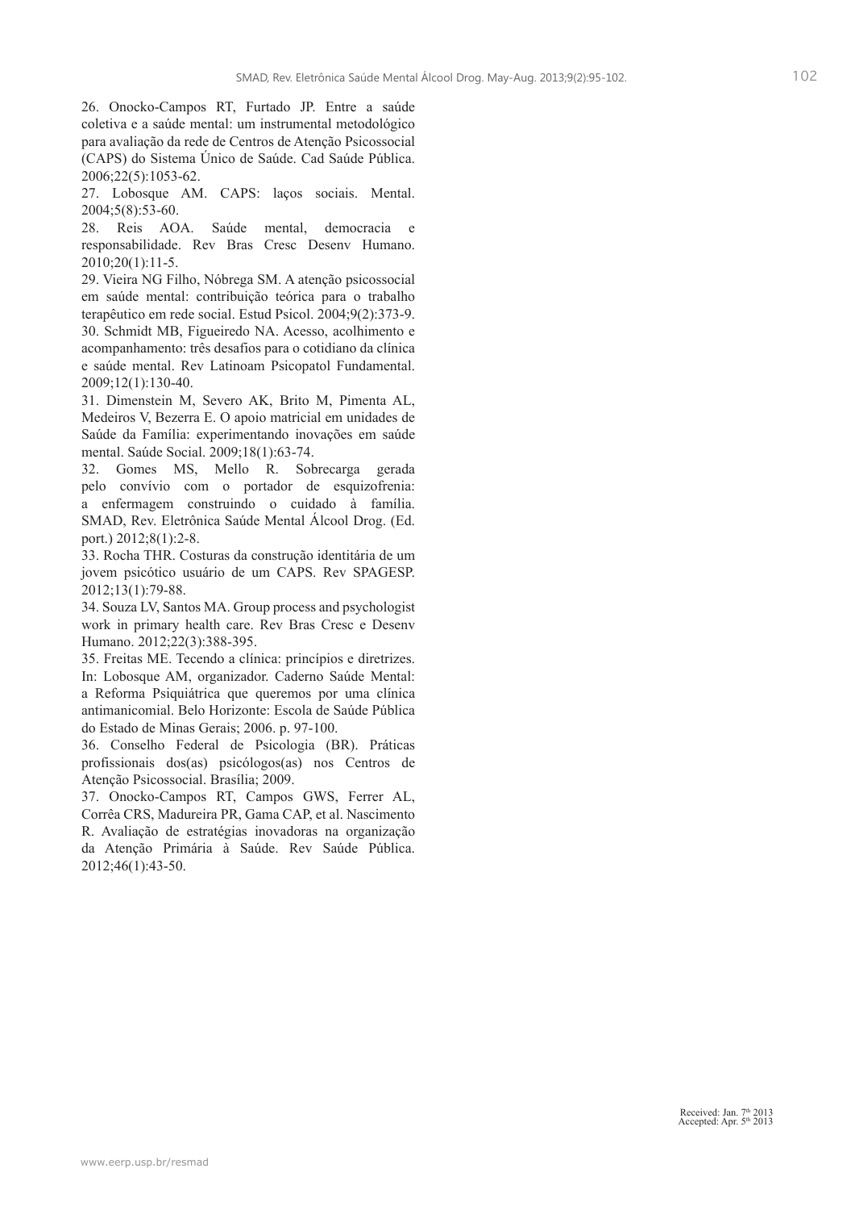26. Onocko-Campos RT, Furtado JP. Entre a saúde coletiva e a saúde mental: um instrumental metodológico para avaliação da rede de Centros de Atenção Psicossocial (CAPS) do Sistema Único de Saúde. Cad Saúde Pública. 2006;22(5):1053-62.

27. Lobosque AM. CAPS: laços sociais. Mental. 2004;5(8):53-60.

28. Reis AOA. Saúde mental, democracia e responsabilidade. Rev Bras Cresc Desenv Humano. 2010;20(1):11-5.

29. Vieira NG Filho, Nóbrega SM. A atenção psicossocial em saúde mental: contribuição teórica para o trabalho terapêutico em rede social. Estud Psicol. 2004;9(2):373-9.

30. Schmidt MB, Figueiredo NA. Acesso, acolhimento e acompanhamento: três desafios para o cotidiano da clínica e saúde mental. Rev Latinoam Psicopatol Fundamental. 2009;12(1):130-40.

31. Dimenstein M, Severo AK, Brito M, Pimenta AL, Medeiros V, Bezerra E. O apoio matricial em unidades de Saúde da Família: experimentando inovações em saúde mental. Saúde Social. 2009;18(1):63-74.

32. Gomes MS, Mello R. Sobrecarga gerada pelo convívio com o portador de esquizofrenia: a enfermagem construindo o cuidado à família. SMAD, Rev. Eletrônica Saúde Mental Álcool Drog. (Ed. port.) 2012;8(1):2-8.

33. Rocha THR. Costuras da construção identitária de um jovem psicótico usuário de um CAPS. Rev SPAGESP. 2012;13(1):79-88.

34. Souza LV, Santos MA. Group process and psychologist work in primary health care. Rev Bras Cresc e Desenv Humano. 2012;22(3):388-395.

35. Freitas ME. Tecendo a clínica: princípios e diretrizes. In: Lobosque AM, organizador. Caderno Saúde Mental: a Reforma Psiquiátrica que queremos por uma clínica antimanicomial. Belo Horizonte: Escola de Saúde Pública do Estado de Minas Gerais; 2006. p. 97-100.

36. Conselho Federal de Psicologia (BR). Práticas profissionais dos(as) psicólogos(as) nos Centros de Atenção Psicossocial. Brasília; 2009.

37. Onocko-Campos RT, Campos GWS, Ferrer AL, Corrêa CRS, Madureira PR, Gama CAP, et al. Nascimento R. Avaliação de estratégias inovadoras na organização da Atenção Primária à Saúde. Rev Saúde Pública. 2012;46(1):43-50.

Received: Jan. 7th 2013
Accepted: Apr. 5th 2013